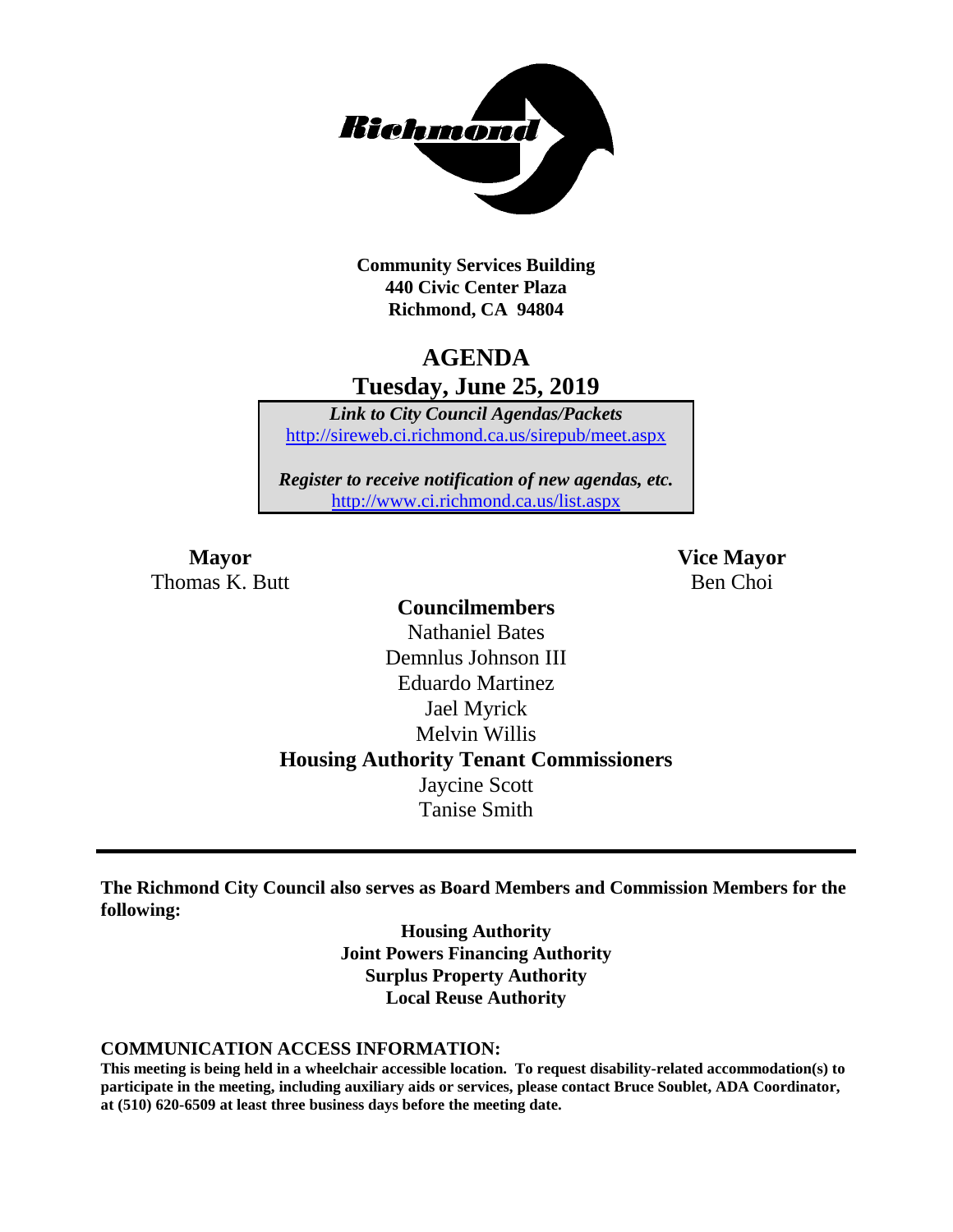**Community Services Building**
**440 Civic Center Plaza**
**Richmond, CA 94804**

# AGENDA
## Tuesday, June 25, 2019

***Link to City Council Agendas/Packets***
http://sireweb.ci.richmond.ca.us/sirepub/meet.aspx

***Register to receive notification of new agendas, etc.***
http://www.ci.richmond.ca.us/list.aspx

**Mayor**
Thomas K. Butt

**Vice Mayor**
Ben Choi

**Councilmembers**
Nathaniel Bates
Demnlus Johnson III
Eduardo Martinez
Jael Myrick
Melvin Willis

**Housing Authority Tenant Commissioners**
Jaycine Scott
Tanise Smith

---

**The Richmond City Council also serves as Board Members and Commission Members for the following:**

**Housing Authority**
**Joint Powers Financing Authority**
**Surplus Property Authority**
**Local Reuse Authority**

### COMMUNICATION ACCESS INFORMATION:

**This meeting is being held in a wheelchair accessible location. To request disability-related accommodation(s) to participate in the meeting, including auxiliary aids or services, please contact Bruce Soublet, ADA Coordinator, at (510) 620-6509 at least three business days before the meeting date.**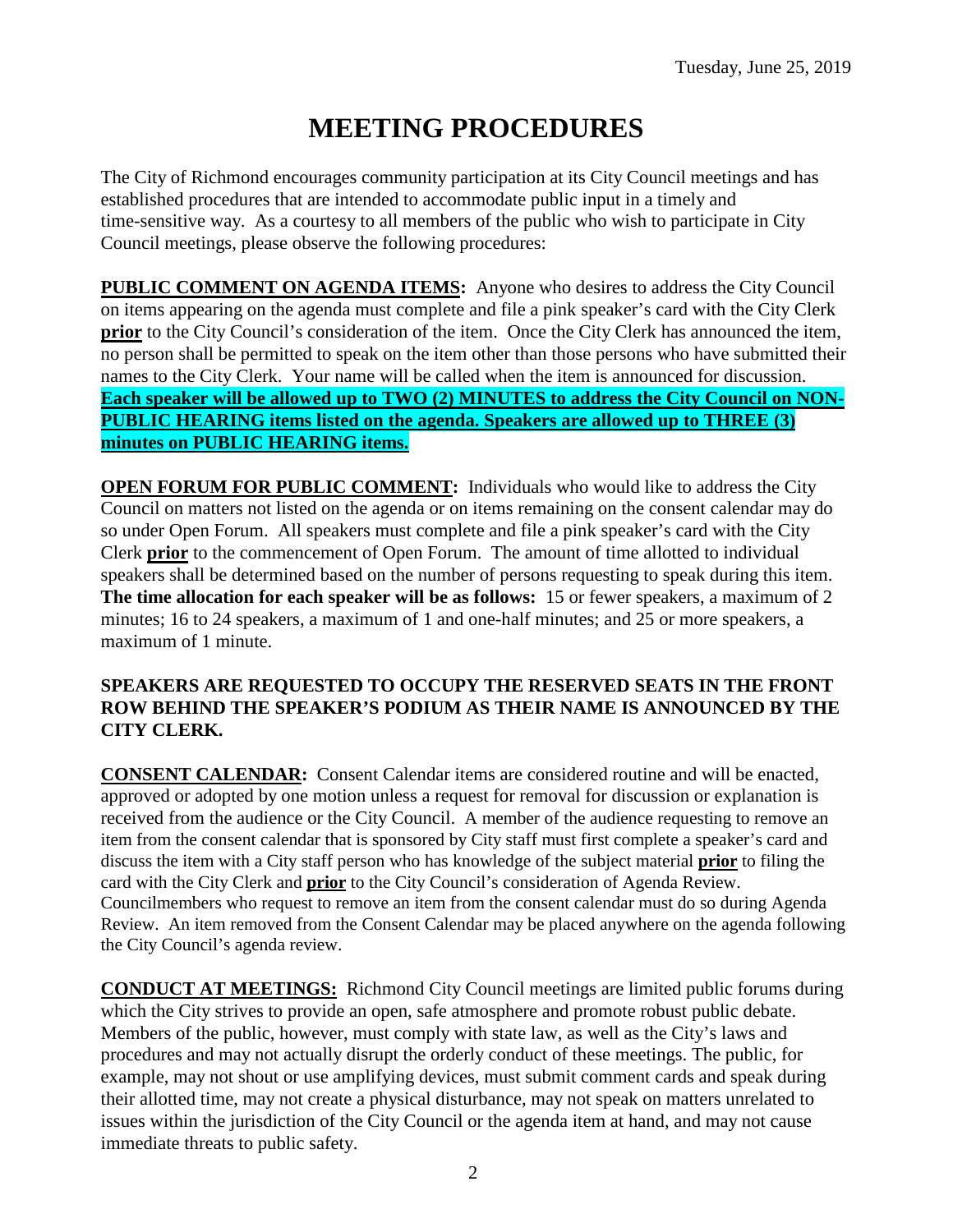Tuesday, June 25, 2019

# MEETING PROCEDURES

The City of Richmond encourages community participation at its City Council meetings and has established procedures that are intended to accommodate public input in a timely and time-sensitive way. As a courtesy to all members of the public who wish to participate in City Council meetings, please observe the following procedures:

**PUBLIC COMMENT ON AGENDA ITEMS:** Anyone who desires to address the City Council on items appearing on the agenda must complete and file a pink speaker's card with the City Clerk **prior** to the City Council's consideration of the item. Once the City Clerk has announced the item, no person shall be permitted to speak on the item other than those persons who have submitted their names to the City Clerk. Your name will be called when the item is announced for discussion. **Each speaker will be allowed up to TWO (2) MINUTES to address the City Council on NON-PUBLIC HEARING items listed on the agenda. Speakers are allowed up to THREE (3) minutes on PUBLIC HEARING items.**

**OPEN FORUM FOR PUBLIC COMMENT:** Individuals who would like to address the City Council on matters not listed on the agenda or on items remaining on the consent calendar may do so under Open Forum. All speakers must complete and file a pink speaker's card with the City Clerk **prior** to the commencement of Open Forum. The amount of time allotted to individual speakers shall be determined based on the number of persons requesting to speak during this item. **The time allocation for each speaker will be as follows:** 15 or fewer speakers, a maximum of 2 minutes; 16 to 24 speakers, a maximum of 1 and one-half minutes; and 25 or more speakers, a maximum of 1 minute.

**SPEAKERS ARE REQUESTED TO OCCUPY THE RESERVED SEATS IN THE FRONT ROW BEHIND THE SPEAKER'S PODIUM AS THEIR NAME IS ANNOUNCED BY THE CITY CLERK.**

**CONSENT CALENDAR:** Consent Calendar items are considered routine and will be enacted, approved or adopted by one motion unless a request for removal for discussion or explanation is received from the audience or the City Council. A member of the audience requesting to remove an item from the consent calendar that is sponsored by City staff must first complete a speaker's card and discuss the item with a City staff person who has knowledge of the subject material **prior** to filing the card with the City Clerk and **prior** to the City Council's consideration of Agenda Review. Councilmembers who request to remove an item from the consent calendar must do so during Agenda Review. An item removed from the Consent Calendar may be placed anywhere on the agenda following the City Council's agenda review.

**CONDUCT AT MEETINGS:** Richmond City Council meetings are limited public forums during which the City strives to provide an open, safe atmosphere and promote robust public debate. Members of the public, however, must comply with state law, as well as the City's laws and procedures and may not actually disrupt the orderly conduct of these meetings. The public, for example, may not shout or use amplifying devices, must submit comment cards and speak during their allotted time, may not create a physical disturbance, may not speak on matters unrelated to issues within the jurisdiction of the City Council or the agenda item at hand, and may not cause immediate threats to public safety.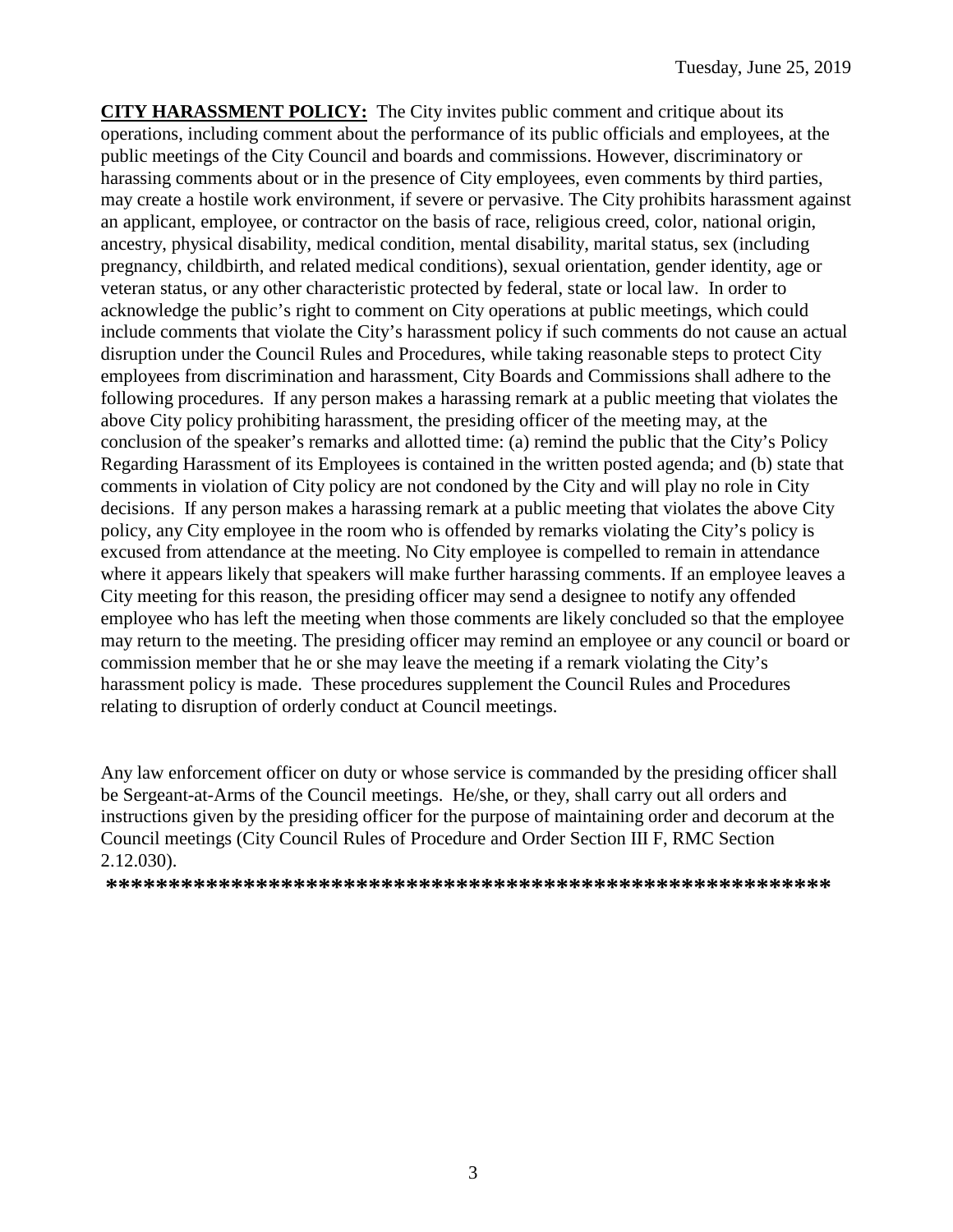**CITY HARASSMENT POLICY:** The City invites public comment and critique about its operations, including comment about the performance of its public officials and employees, at the public meetings of the City Council and boards and commissions. However, discriminatory or harassing comments about or in the presence of City employees, even comments by third parties, may create a hostile work environment, if severe or pervasive. The City prohibits harassment against an applicant, employee, or contractor on the basis of race, religious creed, color, national origin, ancestry, physical disability, medical condition, mental disability, marital status, sex (including pregnancy, childbirth, and related medical conditions), sexual orientation, gender identity, age or veteran status, or any other characteristic protected by federal, state or local law. In order to acknowledge the public's right to comment on City operations at public meetings, which could include comments that violate the City's harassment policy if such comments do not cause an actual disruption under the Council Rules and Procedures, while taking reasonable steps to protect City employees from discrimination and harassment, City Boards and Commissions shall adhere to the following procedures. If any person makes a harassing remark at a public meeting that violates the above City policy prohibiting harassment, the presiding officer of the meeting may, at the conclusion of the speaker's remarks and allotted time: (a) remind the public that the City's Policy Regarding Harassment of its Employees is contained in the written posted agenda; and (b) state that comments in violation of City policy are not condoned by the City and will play no role in City decisions. If any person makes a harassing remark at a public meeting that violates the above City policy, any City employee in the room who is offended by remarks violating the City's policy is excused from attendance at the meeting. No City employee is compelled to remain in attendance where it appears likely that speakers will make further harassing comments. If an employee leaves a City meeting for this reason, the presiding officer may send a designee to notify any offended employee who has left the meeting when those comments are likely concluded so that the employee may return to the meeting. The presiding officer may remind an employee or any council or board or commission member that he or she may leave the meeting if a remark violating the City's harassment policy is made. These procedures supplement the Council Rules and Procedures relating to disruption of orderly conduct at Council meetings.

Any law enforcement officer on duty or whose service is commanded by the presiding officer shall be Sergeant-at-Arms of the Council meetings. He/she, or they, shall carry out all orders and instructions given by the presiding officer for the purpose of maintaining order and decorum at the Council meetings (City Council Rules of Procedure and Order Section III F, RMC Section 2.12.030).

**********************************************************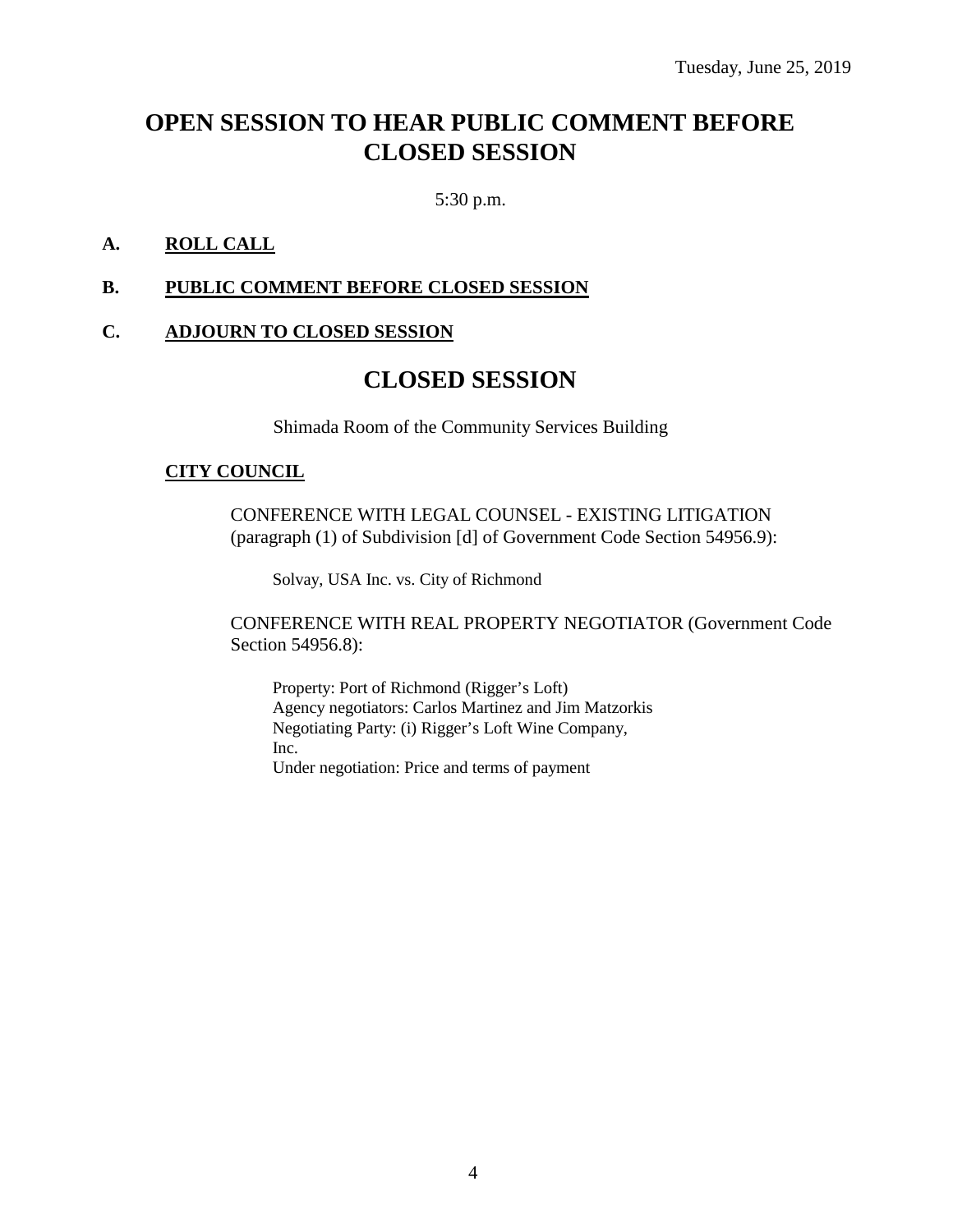Tuesday, June 25, 2019

# OPEN SESSION TO HEAR PUBLIC COMMENT BEFORE CLOSED SESSION

5:30 p.m.

**A. ROLL CALL**

**B. PUBLIC COMMENT BEFORE CLOSED SESSION**

**C. ADJOURN TO CLOSED SESSION**

# CLOSED SESSION

Shimada Room of the Community Services Building

**CITY COUNCIL**

CONFERENCE WITH LEGAL COUNSEL - EXISTING LITIGATION (paragraph (1) of Subdivision [d] of Government Code Section 54956.9):

Solvay, USA Inc. vs. City of Richmond

CONFERENCE WITH REAL PROPERTY NEGOTIATOR (Government Code Section 54956.8):

Property: Port of Richmond (Rigger's Loft)
Agency negotiators: Carlos Martinez and Jim Matzorkis
Negotiating Party: (i) Rigger's Loft Wine Company, Inc.
Under negotiation: Price and terms of payment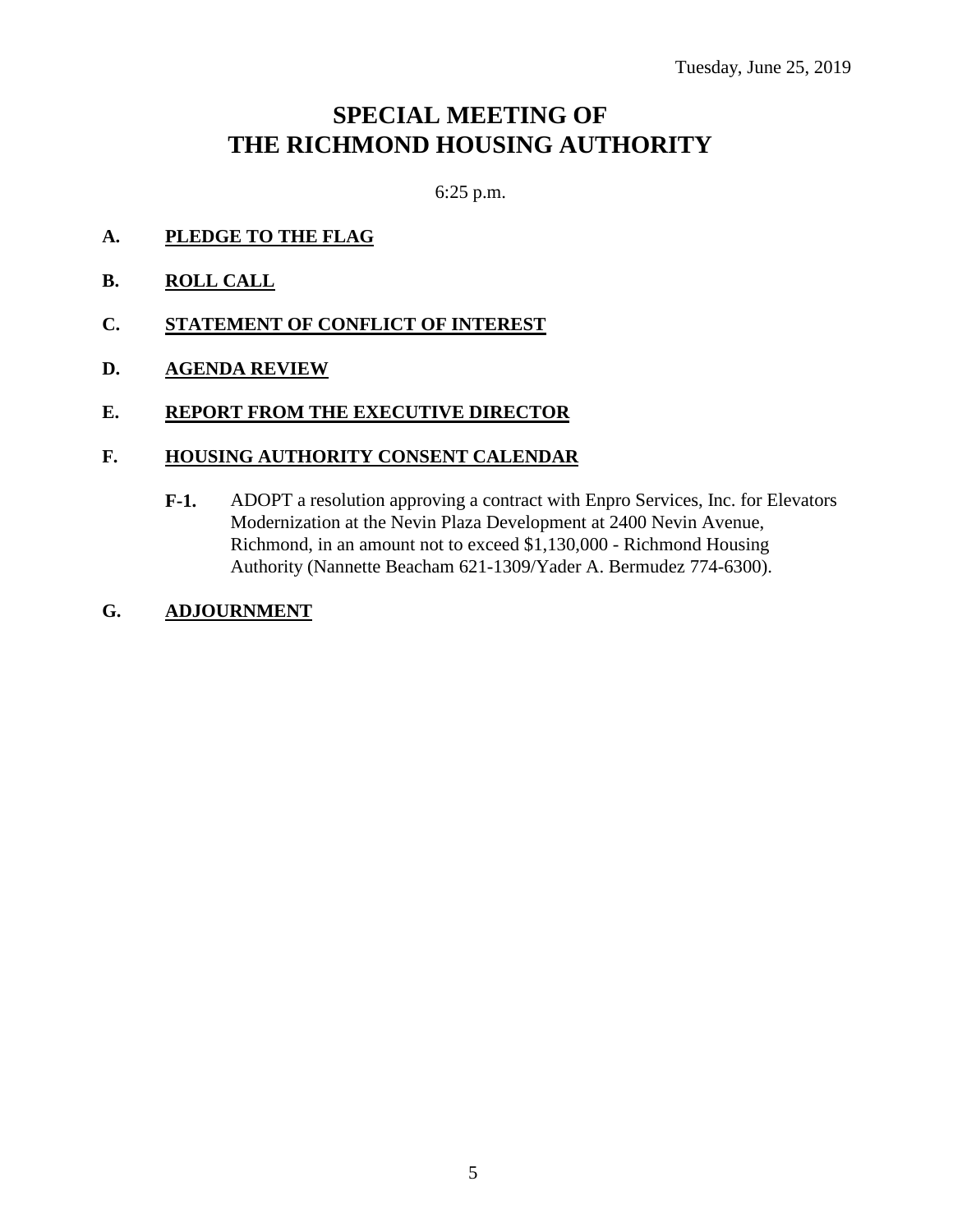Tuesday, June 25, 2019

# SPECIAL MEETING OF THE RICHMOND HOUSING AUTHORITY

6:25 p.m.

**A. PLEDGE TO THE FLAG**

**B. ROLL CALL**

**C. STATEMENT OF CONFLICT OF INTEREST**

**D. AGENDA REVIEW**

**E. REPORT FROM THE EXECUTIVE DIRECTOR**

**F. HOUSING AUTHORITY CONSENT CALENDAR**

**F-1.** ADOPT a resolution approving a contract with Enpro Services, Inc. for Elevators Modernization at the Nevin Plaza Development at 2400 Nevin Avenue, Richmond, in an amount not to exceed $1,130,000 - Richmond Housing Authority (Nannette Beacham 621-1309/Yader A. Bermudez 774-6300).

**G. ADJOURNMENT**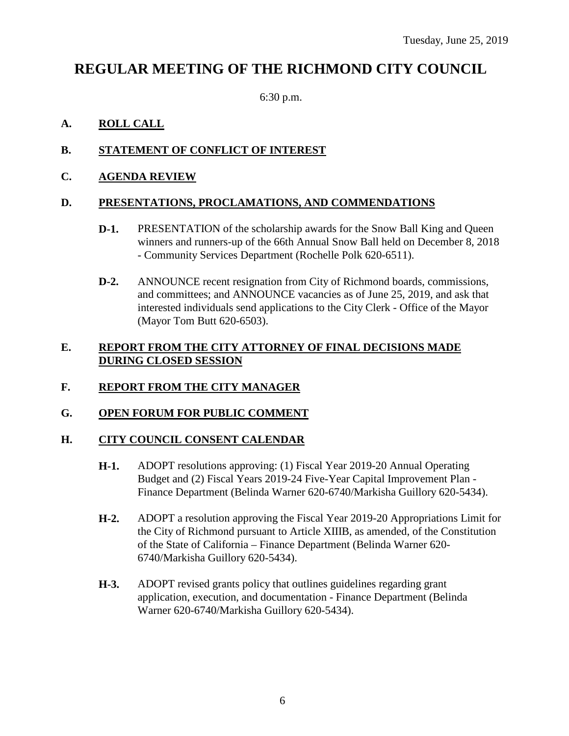Tuesday, June 25, 2019

# REGULAR MEETING OF THE RICHMOND CITY COUNCIL

6:30 p.m.

## A. ROLL CALL

## B. STATEMENT OF CONFLICT OF INTEREST

## C. AGENDA REVIEW

## D. PRESENTATIONS, PROCLAMATIONS, AND COMMENDATIONS

**D-1.** PRESENTATION of the scholarship awards for the Snow Ball King and Queen winners and runners-up of the 66th Annual Snow Ball held on December 8, 2018 - Community Services Department (Rochelle Polk 620-6511).

**D-2.** ANNOUNCE recent resignation from City of Richmond boards, commissions, and committees; and ANNOUNCE vacancies as of June 25, 2019, and ask that interested individuals send applications to the City Clerk - Office of the Mayor (Mayor Tom Butt 620-6503).

## E. REPORT FROM THE CITY ATTORNEY OF FINAL DECISIONS MADE DURING CLOSED SESSION

## F. REPORT FROM THE CITY MANAGER

## G. OPEN FORUM FOR PUBLIC COMMENT

## H. CITY COUNCIL CONSENT CALENDAR

**H-1.** ADOPT resolutions approving: (1) Fiscal Year 2019-20 Annual Operating Budget and (2) Fiscal Years 2019-24 Five-Year Capital Improvement Plan - Finance Department (Belinda Warner 620-6740/Markisha Guillory 620-5434).

**H-2.** ADOPT a resolution approving the Fiscal Year 2019-20 Appropriations Limit for the City of Richmond pursuant to Article XIIIB, as amended, of the Constitution of the State of California – Finance Department (Belinda Warner 620-6740/Markisha Guillory 620-5434).

**H-3.** ADOPT revised grants policy that outlines guidelines regarding grant application, execution, and documentation - Finance Department (Belinda Warner 620-6740/Markisha Guillory 620-5434).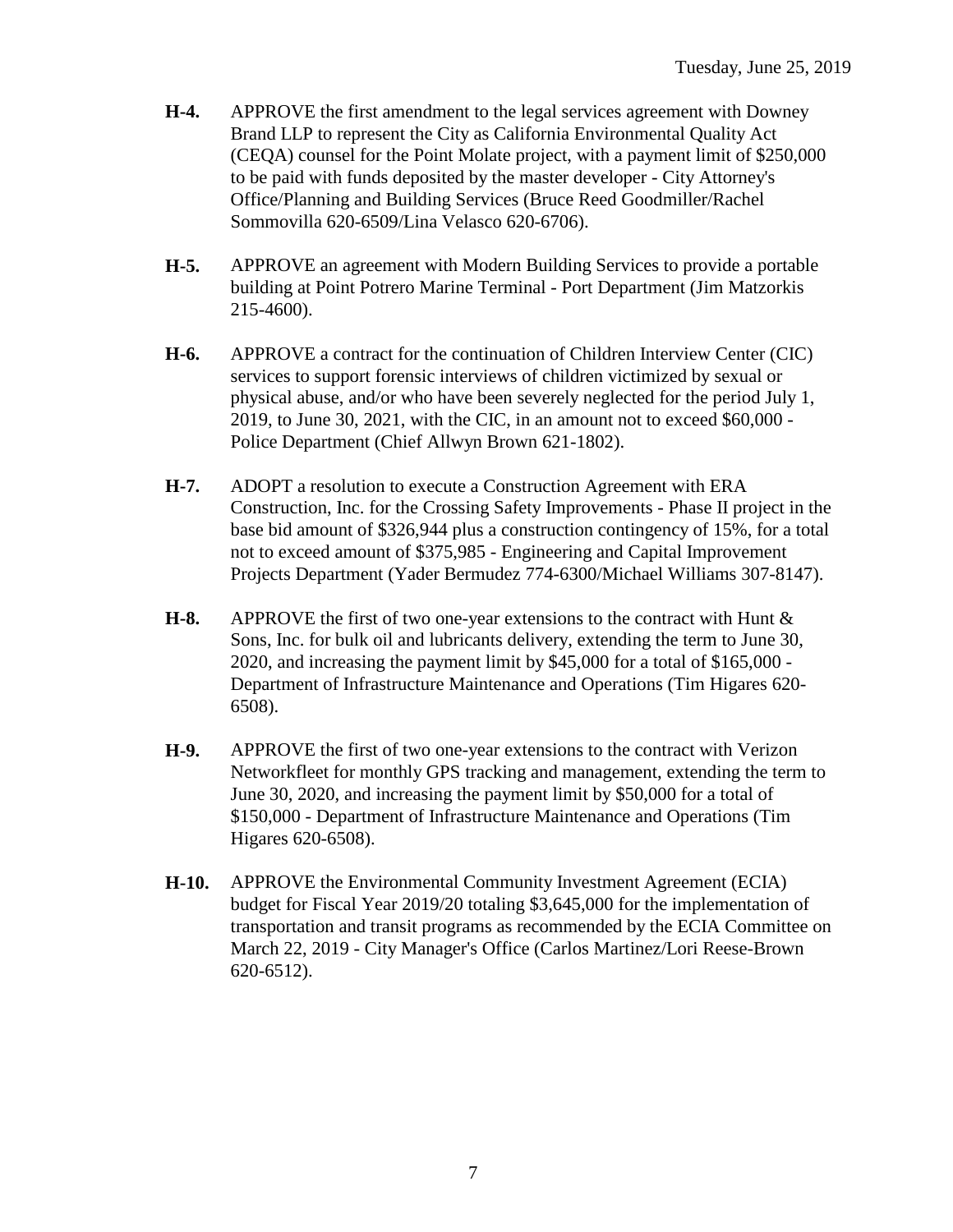**H-4.** APPROVE the first amendment to the legal services agreement with Downey Brand LLP to represent the City as California Environmental Quality Act (CEQA) counsel for the Point Molate project, with a payment limit of $250,000 to be paid with funds deposited by the master developer - City Attorney's Office/Planning and Building Services (Bruce Reed Goodmiller/Rachel Sommovilla 620-6509/Lina Velasco 620-6706).

**H-5.** APPROVE an agreement with Modern Building Services to provide a portable building at Point Potrero Marine Terminal - Port Department (Jim Matzorkis 215-4600).

**H-6.** APPROVE a contract for the continuation of Children Interview Center (CIC) services to support forensic interviews of children victimized by sexual or physical abuse, and/or who have been severely neglected for the period July 1, 2019, to June 30, 2021, with the CIC, in an amount not to exceed $60,000 - Police Department (Chief Allwyn Brown 621-1802).

**H-7.** ADOPT a resolution to execute a Construction Agreement with ERA Construction, Inc. for the Crossing Safety Improvements - Phase II project in the base bid amount of $326,944 plus a construction contingency of 15%, for a total not to exceed amount of $375,985 - Engineering and Capital Improvement Projects Department (Yader Bermudez 774-6300/Michael Williams 307-8147).

**H-8.** APPROVE the first of two one-year extensions to the contract with Hunt & Sons, Inc. for bulk oil and lubricants delivery, extending the term to June 30, 2020, and increasing the payment limit by $45,000 for a total of $165,000 - Department of Infrastructure Maintenance and Operations (Tim Higares 620-6508).

**H-9.** APPROVE the first of two one-year extensions to the contract with Verizon Networkfleet for monthly GPS tracking and management, extending the term to June 30, 2020, and increasing the payment limit by $50,000 for a total of $150,000 - Department of Infrastructure Maintenance and Operations (Tim Higares 620-6508).

**H-10.** APPROVE the Environmental Community Investment Agreement (ECIA) budget for Fiscal Year 2019/20 totaling $3,645,000 for the implementation of transportation and transit programs as recommended by the ECIA Committee on March 22, 2019 - City Manager's Office (Carlos Martinez/Lori Reese-Brown 620-6512).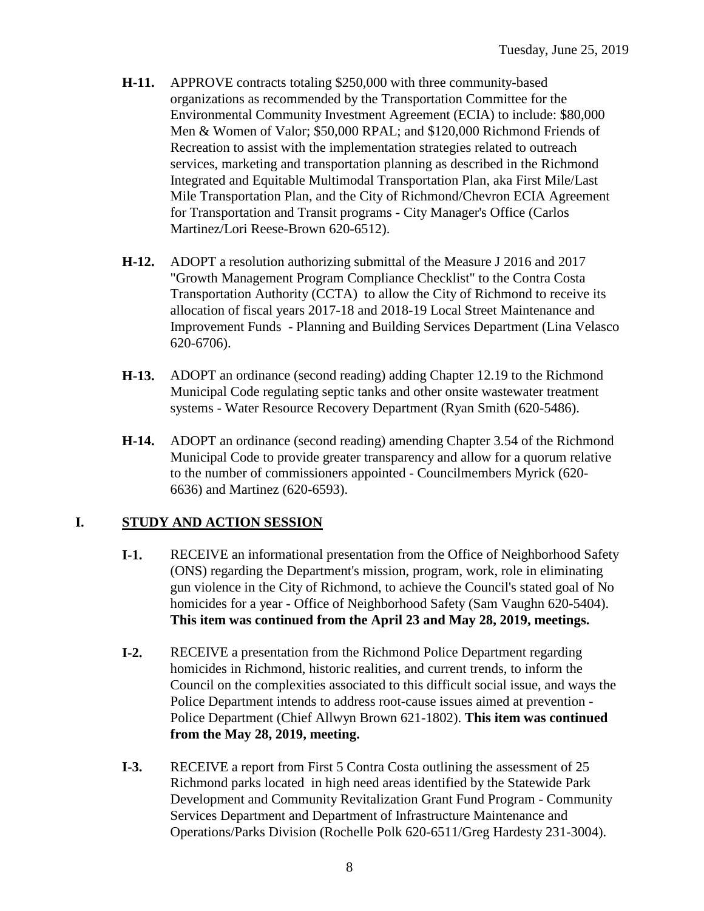- **H-11.** APPROVE contracts totaling $250,000 with three community-based organizations as recommended by the Transportation Committee for the Environmental Community Investment Agreement (ECIA) to include: $80,000 Men & Women of Valor; $50,000 RPAL; and $120,000 Richmond Friends of Recreation to assist with the implementation strategies related to outreach services, marketing and transportation planning as described in the Richmond Integrated and Equitable Multimodal Transportation Plan, aka First Mile/Last Mile Transportation Plan, and the City of Richmond/Chevron ECIA Agreement for Transportation and Transit programs - City Manager's Office (Carlos Martinez/Lori Reese-Brown 620-6512).

- **H-12.** ADOPT a resolution authorizing submittal of the Measure J 2016 and 2017 "Growth Management Program Compliance Checklist" to the Contra Costa Transportation Authority (CCTA) to allow the City of Richmond to receive its allocation of fiscal years 2017-18 and 2018-19 Local Street Maintenance and Improvement Funds - Planning and Building Services Department (Lina Velasco 620-6706).

- **H-13.** ADOPT an ordinance (second reading) adding Chapter 12.19 to the Richmond Municipal Code regulating septic tanks and other onsite wastewater treatment systems - Water Resource Recovery Department (Ryan Smith (620-5486).

- **H-14.** ADOPT an ordinance (second reading) amending Chapter 3.54 of the Richmond Municipal Code to provide greater transparency and allow for a quorum relative to the number of commissioners appointed - Councilmembers Myrick (620-6636) and Martinez (620-6593).

## I. STUDY AND ACTION SESSION

- **I-1.** RECEIVE an informational presentation from the Office of Neighborhood Safety (ONS) regarding the Department's mission, program, work, role in eliminating gun violence in the City of Richmond, to achieve the Council's stated goal of No homicides for a year - Office of Neighborhood Safety (Sam Vaughn 620-5404). **This item was continued from the April 23 and May 28, 2019, meetings.**

- **I-2.** RECEIVE a presentation from the Richmond Police Department regarding homicides in Richmond, historic realities, and current trends, to inform the Council on the complexities associated to this difficult social issue, and ways the Police Department intends to address root-cause issues aimed at prevention - Police Department (Chief Allwyn Brown 621-1802). **This item was continued from the May 28, 2019, meeting.**

- **I-3.** RECEIVE a report from First 5 Contra Costa outlining the assessment of 25 Richmond parks located in high need areas identified by the Statewide Park Development and Community Revitalization Grant Fund Program - Community Services Department and Department of Infrastructure Maintenance and Operations/Parks Division (Rochelle Polk 620-6511/Greg Hardesty 231-3004).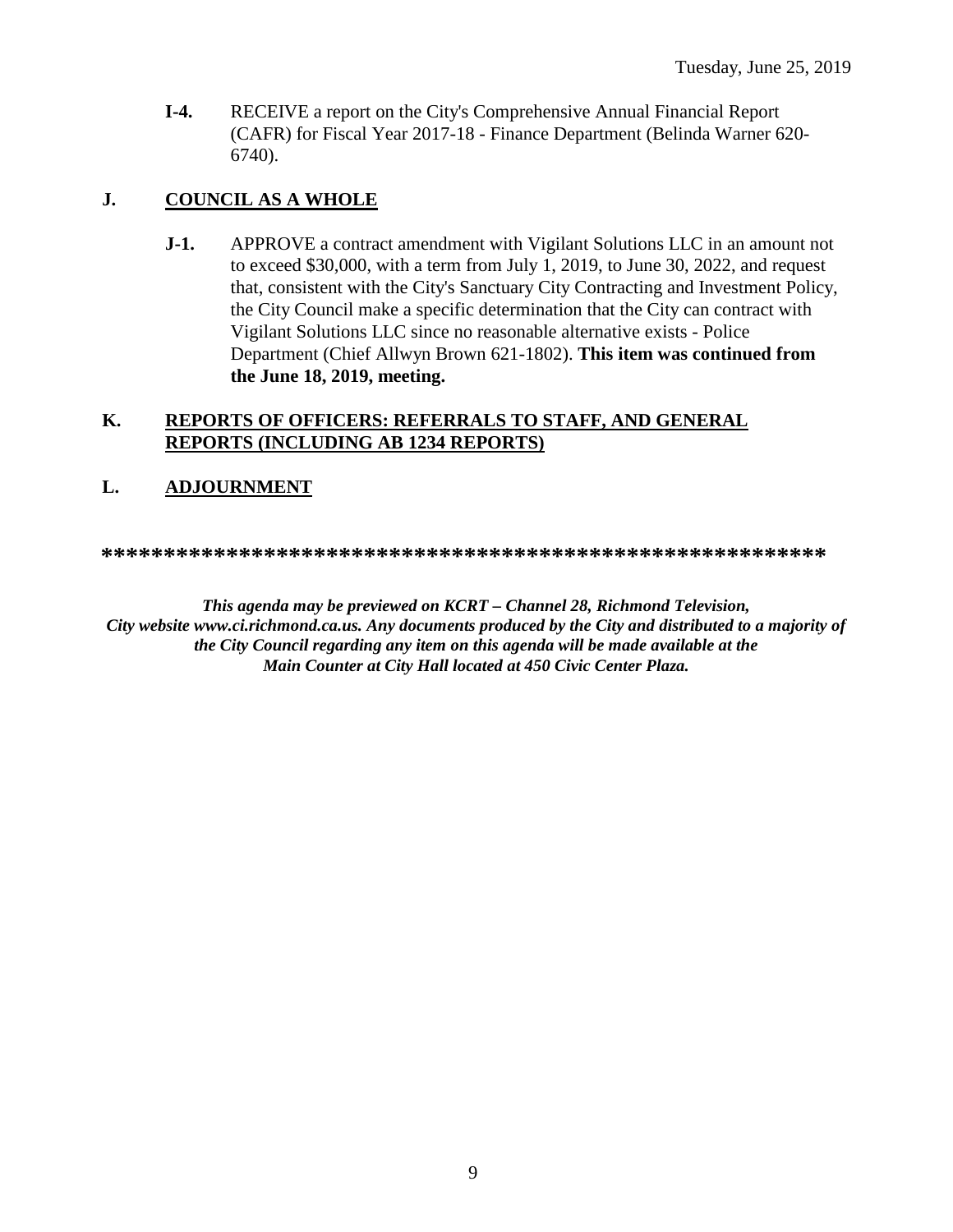**I-4.** RECEIVE a report on the City's Comprehensive Annual Financial Report (CAFR) for Fiscal Year 2017-18 - Finance Department (Belinda Warner 620-6740).

## J. COUNCIL AS A WHOLE

**J-1.** APPROVE a contract amendment with Vigilant Solutions LLC in an amount not to exceed $30,000, with a term from July 1, 2019, to June 30, 2022, and request that, consistent with the City's Sanctuary City Contracting and Investment Policy, the City Council make a specific determination that the City can contract with Vigilant Solutions LLC since no reasonable alternative exists - Police Department (Chief Allwyn Brown 621-1802). **This item was continued from the June 18, 2019, meeting.**

## K. REPORTS OF OFFICERS: REFERRALS TO STAFF, AND GENERAL REPORTS (INCLUDING AB 1234 REPORTS)

## L. ADJOURNMENT

**************************************************************

***This agenda may be previewed on KCRT – Channel 28, Richmond Television, City website www.ci.richmond.ca.us. Any documents produced by the City and distributed to a majority of the City Council regarding any item on this agenda will be made available at the Main Counter at City Hall located at 450 Civic Center Plaza.***